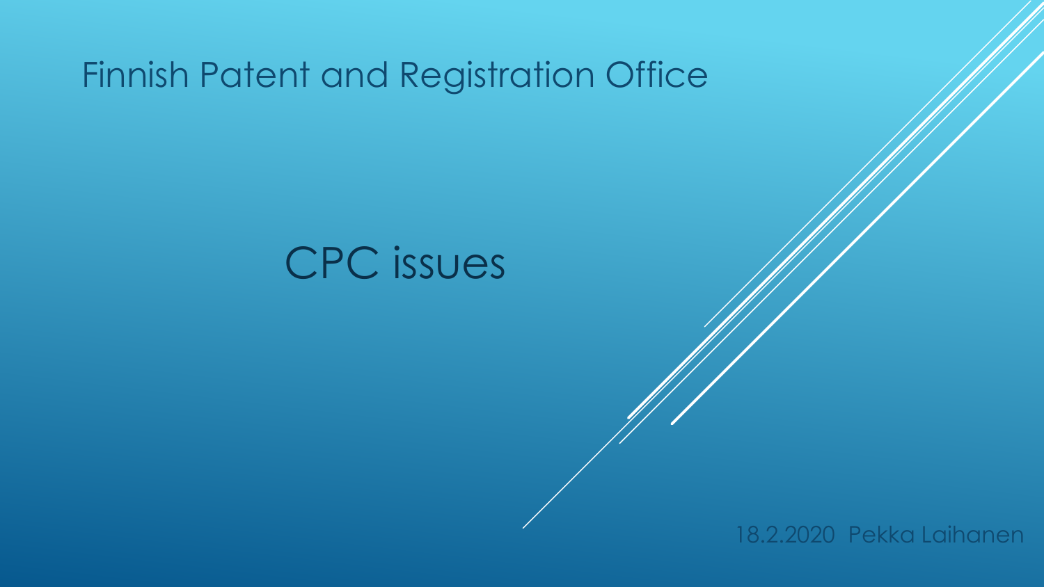Finnish Patent and Registration Office

# CPC issues

18.2.2020 Pekka Laihanen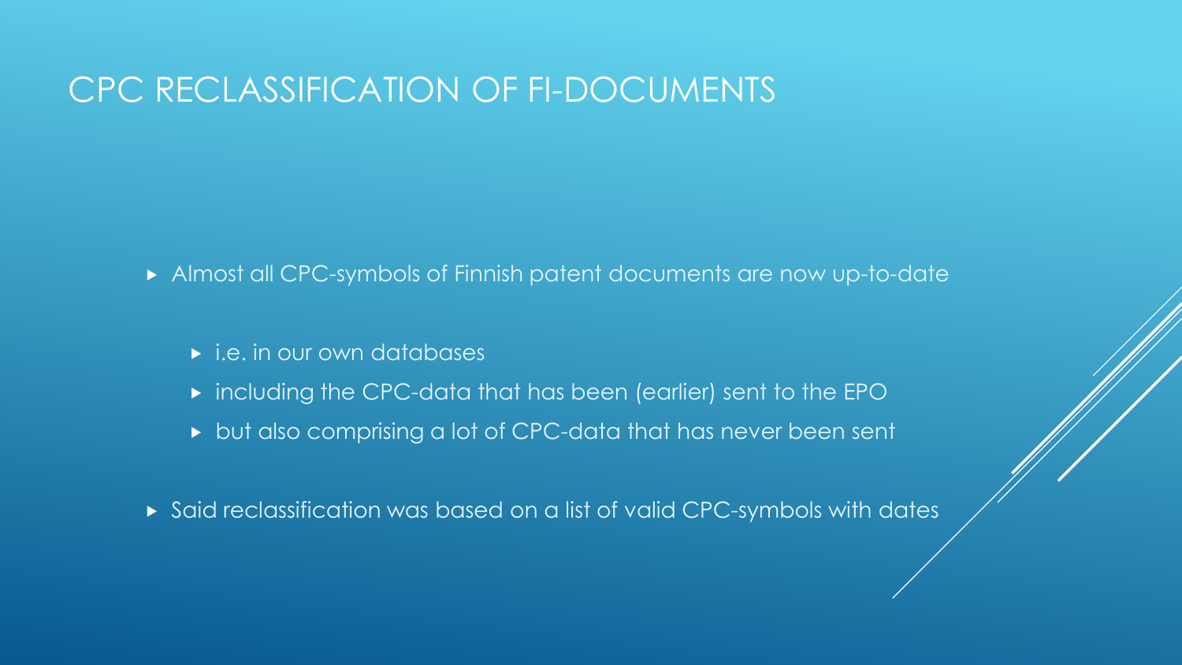# CPC RECLASSIFICATION OF FI-DOCUMENTS

- Almost all CPC-symbols of Finnish patent documents are now up-to-date
  - i.e. in our own databases
  - including the CPC-data that has been (earlier) sent to the EPO
  - but also comprising a lot of CPC-data that has never been sent
- Said reclassification was based on a list of valid CPC-symbols with dates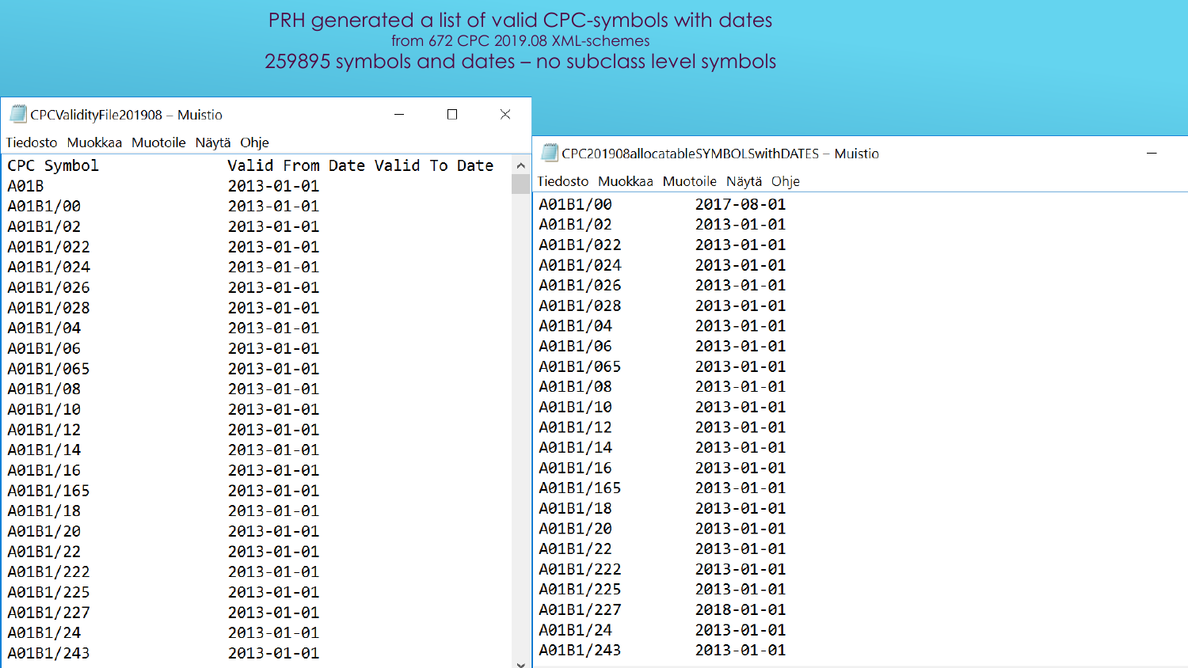# PRH generated a list of valid CPC-symbols with dates

from 672 CPC 2019.08 XML-schemes

259895 symbols and dates – no subclass level symbols

CPCValidityFile201908 – Muistio

Tiedosto Muokkaa Muotoile Näytä Ohje

| CPC Symbol | Valid From Date | Valid To Date |
|---|---|---|
| A01B | 2013-01-01 | |
| A01B1/00 | 2013-01-01 | |
| A01B1/02 | 2013-01-01 | |
| A01B1/022 | 2013-01-01 | |
| A01B1/024 | 2013-01-01 | |
| A01B1/026 | 2013-01-01 | |
| A01B1/028 | 2013-01-01 | |
| A01B1/04 | 2013-01-01 | |
| A01B1/06 | 2013-01-01 | |
| A01B1/065 | 2013-01-01 | |
| A01B1/08 | 2013-01-01 | |
| A01B1/10 | 2013-01-01 | |
| A01B1/12 | 2013-01-01 | |
| A01B1/14 | 2013-01-01 | |
| A01B1/16 | 2013-01-01 | |
| A01B1/165 | 2013-01-01 | |
| A01B1/18 | 2013-01-01 | |
| A01B1/20 | 2013-01-01 | |
| A01B1/22 | 2013-01-01 | |
| A01B1/222 | 2013-01-01 | |
| A01B1/225 | 2013-01-01 | |
| A01B1/227 | 2013-01-01 | |
| A01B1/24 | 2013-01-01 | |
| A01B1/243 | 2013-01-01 | |

CPC201908allocatableSYMBOLSwithDATES – Muistio

Tiedosto Muokkaa Muotoile Näytä Ohje

| | |
|---|---|
| A01B1/00 | 2017-08-01 |
| A01B1/02 | 2013-01-01 |
| A01B1/022 | 2013-01-01 |
| A01B1/024 | 2013-01-01 |
| A01B1/026 | 2013-01-01 |
| A01B1/028 | 2013-01-01 |
| A01B1/04 | 2013-01-01 |
| A01B1/06 | 2013-01-01 |
| A01B1/065 | 2013-01-01 |
| A01B1/08 | 2013-01-01 |
| A01B1/10 | 2013-01-01 |
| A01B1/12 | 2013-01-01 |
| A01B1/14 | 2013-01-01 |
| A01B1/16 | 2013-01-01 |
| A01B1/165 | 2013-01-01 |
| A01B1/18 | 2013-01-01 |
| A01B1/20 | 2013-01-01 |
| A01B1/22 | 2013-01-01 |
| A01B1/222 | 2013-01-01 |
| A01B1/225 | 2013-01-01 |
| A01B1/227 | 2018-01-01 |
| A01B1/24 | 2013-01-01 |
| A01B1/243 | 2013-01-01 |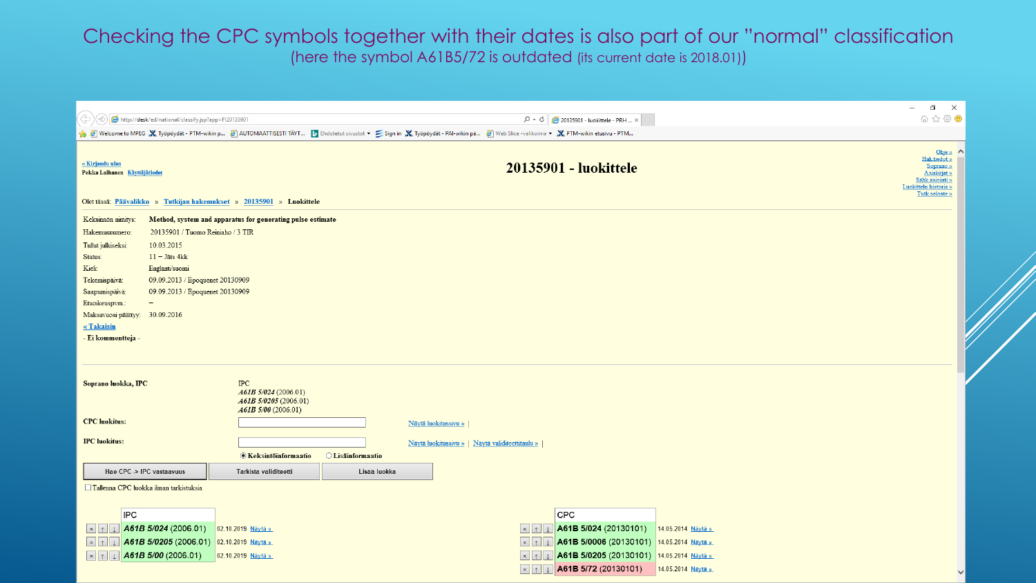# Checking the CPC symbols together with their dates is also part of our "normal" classification

(here the symbol A61B5/72 is outdated (its current date is 2018.01))

# 20135901 - luokittele

« Kirjaudu ulos
Pekka Laihanen Käyttäjätiedot

Ohje »
Hak.tiedot »
Soprano »
Asiakirjat »
Sähk.asiointi »
Luokittelu historia »
Tutk.seloste »

Olet tässä: Päävalikko » Tutkijan hakemukset » 20135901 » Luokittele

| | |
|---|---|
| Keksinnön nimitys: | **Method, system and apparatus for generating pulse estimate** |
| Hakemusnumero: | 20135901 / Tuomo Reiniaho / 3 TIR |
| Tullut julkiseksi: | 10.03.2015 |
| Status: | 11 – Jäts 4kk |
| Kieli: | Englanti/suomi |
| Tekemispäivä: | 09.09.2013 / Epoquenet 20130909 |
| Saapumispäivä: | 09.09.2013 / Epoquenet 20130909 |
| Etuoikeuspvm.: | – |
| Maksuvuosi päättyy: | 30.09.2016 |

« Takaisin

- Ei kommentteja -

**Soprano luokka, IPC**

IPC
*A61B 5/024* (2006.01)
*A61B 5/0205* (2006.01)
*A61B 5/00* (2006.01)

**CPC luokitus:** Näytä luokitussivu » |

**IPC luokitus:** Näytä luokitussivu » | Näytä validiteettitaulu » |

◉ Keksintöinformaatio ○ Lisäinformaatio

Hae CPC -> IPC vastaavuus | Tarkista validiteetti | Lisää luokka

☐ Tallenna CPC luokka ilman tarkistuksia

| IPC | | |
|---|---|---|
| ***A61B 5/024*** (2006.01) | 02.10.2019 | Näytä » |
| ***A61B 5/0205*** (2006.01) | 02.10.2019 | Näytä » |
| ***A61B 5/00*** (2006.01) | 02.10.2019 | Näytä » |

| CPC | | |
|---|---|---|
| **A61B 5/024** (20130101) | 14.05.2014 | Näytä » |
| **A61B 5/0006** (20130101) | 14.05.2014 | Näytä » |
| **A61B 5/0205** (20130101) | 14.05.2014 | Näytä » |
| **A61B 5/72** (20130101) | 14.05.2014 | Näytä » |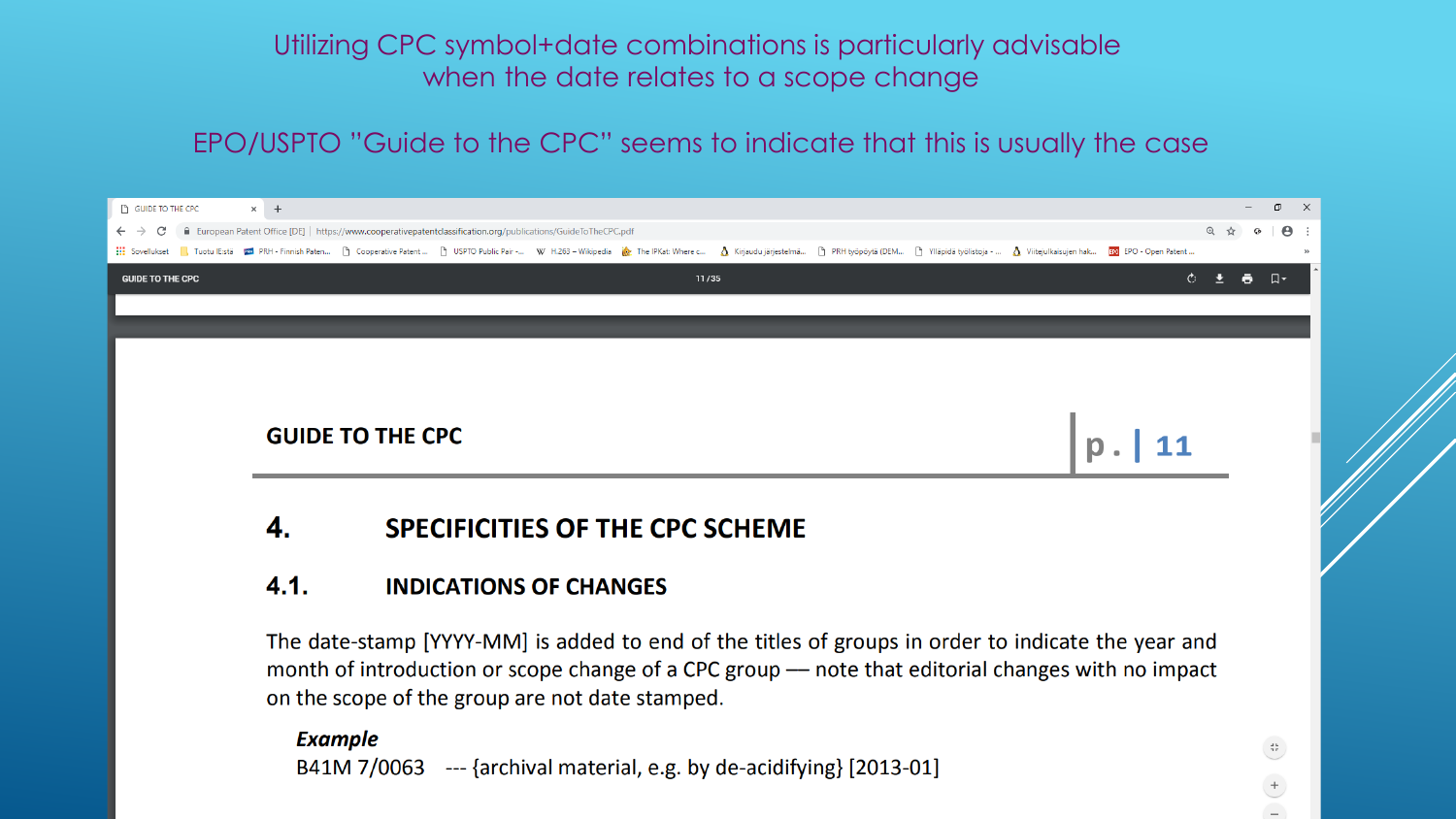Utilizing CPC symbol+date combinations is particularly advisable when the date relates to a scope change

EPO/USPTO "Guide to the CPC" seems to indicate that this is usually the case

GUIDE TO THE CPC

## 4. SPECIFICITIES OF THE CPC SCHEME

### 4.1. INDICATIONS OF CHANGES

The date-stamp [YYYY-MM] is added to end of the titles of groups in order to indicate the year and month of introduction or scope change of a CPC group — note that editorial changes with no impact on the scope of the group are not date stamped.

***Example***

B41M 7/0063 --- {archival material, e.g. by de-acidifying} [2013-01]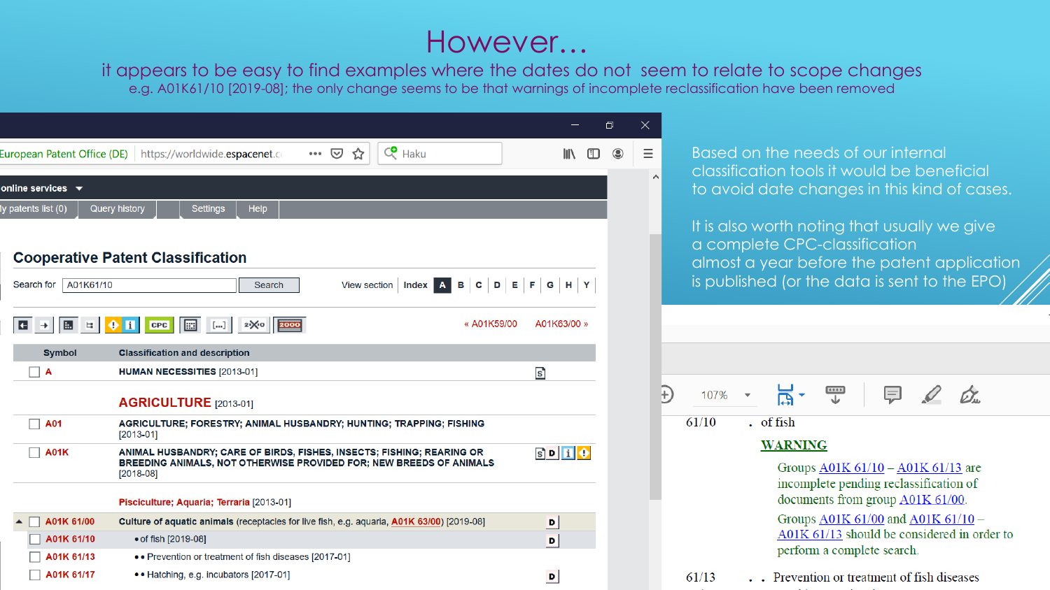# However...

it appears to be easy to find examples where the dates do not seem to relate to scope changes

e.g. A01K61/10 [2019-08]; the only change seems to be that warnings of incomplete reclassification have been removed

## Cooperative Patent Classification

Search for: A01K61/10

| Symbol | Classification and description |
|---|---|
| A | HUMAN NECESSITIES [2013-01] |
| | AGRICULTURE [2013-01] |
| A01 | AGRICULTURE; FORESTRY; ANIMAL HUSBANDRY; HUNTING; TRAPPING; FISHING [2013-01] |
| A01K | ANIMAL HUSBANDRY; CARE OF BIRDS, FISHES, INSECTS; FISHING; REARING OR BREEDING ANIMALS, NOT OTHERWISE PROVIDED FOR; NEW BREEDS OF ANIMALS [2018-08] |
| | Pisciculture; Aquaria; Terraria [2013-01] |
| A01K 61/00 | Culture of aquatic animals (receptacles for live fish, e.g. aquaria, A01K 63/00) [2019-08] |
| A01K 61/10 | • of fish [2019-08] |
| A01K 61/13 | • • Prevention or treatment of fish diseases [2017-01] |
| A01K 61/17 | • • Hatching, e.g. incubators [2017-01] |

61/10 . of fish

**WARNING**

Groups A01K 61/10 – A01K 61/13 are incomplete pending reclassification of documents from group A01K 61/00.

Groups A01K 61/00 and A01K 61/10 – A01K 61/13 should be considered in order to perform a complete search.

61/13 . . Prevention or treatment of fish diseases

Based on the needs of our internal classification tools it would be beneficial to avoid date changes in this kind of cases.

It is also worth noting that usually we give a complete CPC-classification almost a year before the patent application is published (or the data is sent to the EPO)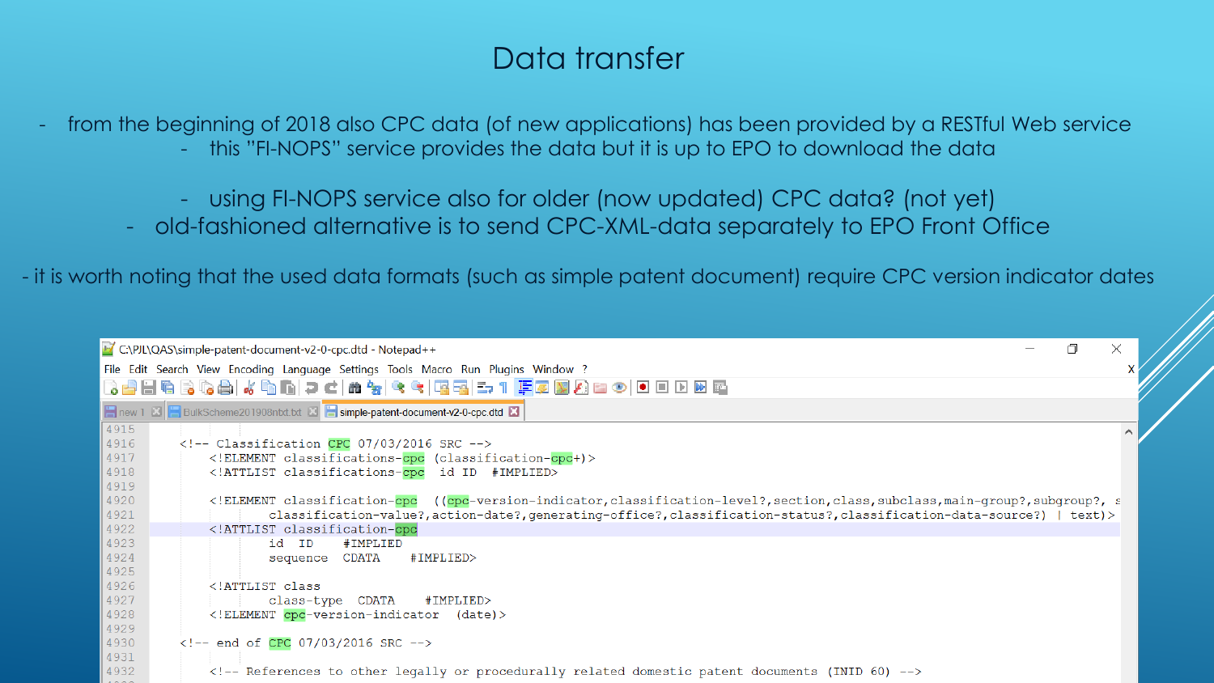# Data transfer

- from the beginning of 2018 also CPC data (of new applications) has been provided by a RESTful Web service
  - this "FI-NOPS" service provides the data but it is up to EPO to download the data
  - using FI-NOPS service also for older (now updated) CPC data? (not yet)
- old-fashioned alternative is to send CPC-XML-data separately to EPO Front Office

- it is worth noting that the used data formats (such as simple patent document) require CPC version indicator dates

C:\PJL\QAS\simple-patent-document-v2-0-cpc.dtd - Notepad++

```
4915
4916    <!-- Classification CPC 07/03/2016 SRC -->
4917        <!ELEMENT classifications-cpc (classification-cpc+)>
4918        <!ATTLIST classifications-cpc  id ID  #IMPLIED>
4919
4920        <!ELEMENT classification-cpc  ((cpc-version-indicator,classification-level?,section,class,subclass,main-group?,subgroup?, s
4921                classification-value?,action-date?,generating-office?,classification-status?,classification-data-source?) | text)>
4922        <!ATTLIST classification-cpc
4923                id  ID     #IMPLIED
4924                sequence  CDATA    #IMPLIED>
4925
4926        <!ATTLIST class
4927                class-type  CDATA    #IMPLIED>
4928        <!ELEMENT cpc-version-indicator  (date)>
4929
4930    <!-- end of CPC 07/03/2016 SRC -->
4931
4932        <!-- References to other legally or procedurally related domestic patent documents (INID 60) -->
```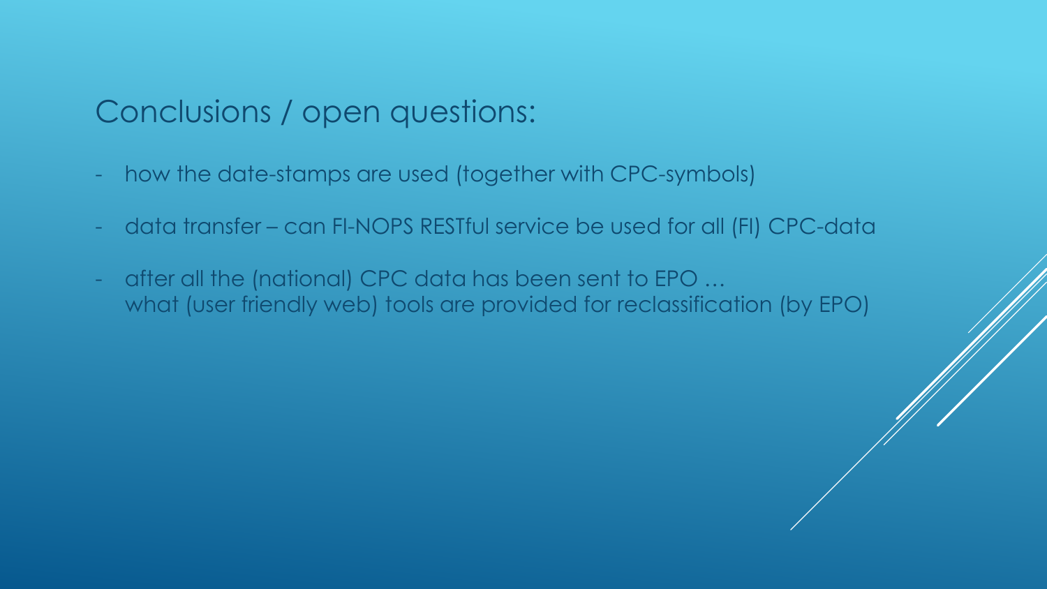## Conclusions / open questions:

- how the date-stamps are used (together with CPC-symbols)
- data transfer – can FI-NOPS RESTful service be used for all (FI) CPC-data
- after all the (national) CPC data has been sent to EPO …
  what (user friendly web) tools are provided for reclassification (by EPO)